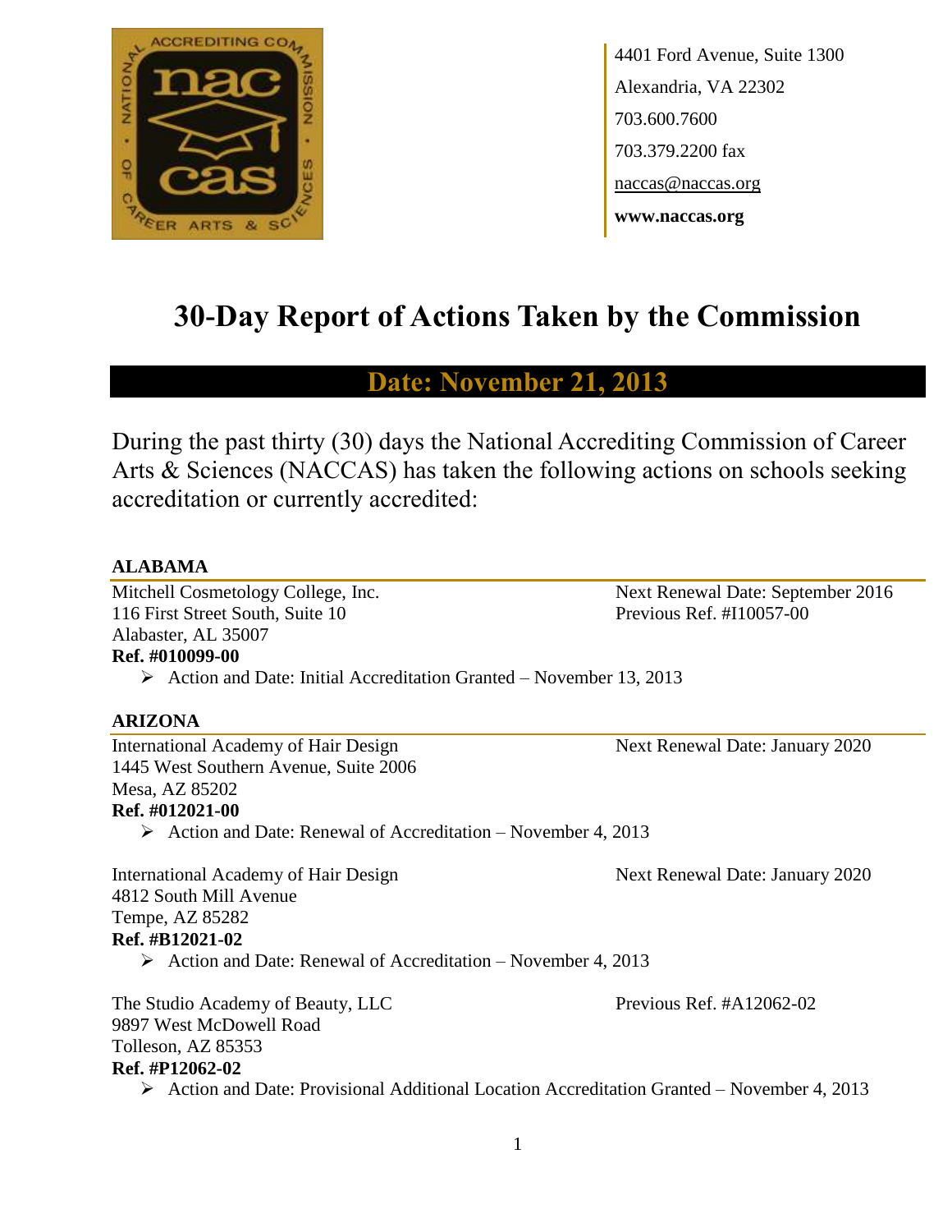4401 Ford Avenue, Suite 1300
Alexandria, VA 22302
703.600.7600
703.379.2200 fax
naccas@naccas.org
**www.naccas.org**

# 30-Day Report of Actions Taken by the Commission

## Date: November 21, 2013

During the past thirty (30) days the National Accrediting Commission of Career Arts & Sciences (NACCAS) has taken the following actions on schools seeking accreditation or currently accredited:

### ALABAMA

Mitchell Cosmetology College, Inc.
116 First Street South, Suite 10
Alabaster, AL 35007
**Ref. #010099-00**
Next Renewal Date: September 2016
Previous Ref. #I10057-00

- Action and Date: Initial Accreditation Granted – November 13, 2013

### ARIZONA

International Academy of Hair Design
1445 West Southern Avenue, Suite 2006
Mesa, AZ 85202
**Ref. #012021-00**
Next Renewal Date: January 2020

- Action and Date: Renewal of Accreditation – November 4, 2013

International Academy of Hair Design
4812 South Mill Avenue
Tempe, AZ 85282
**Ref. #B12021-02**
Next Renewal Date: January 2020

- Action and Date: Renewal of Accreditation – November 4, 2013

The Studio Academy of Beauty, LLC
9897 West McDowell Road
Tolleson, AZ 85353
**Ref. #P12062-02**
Previous Ref. #A12062-02

- Action and Date: Provisional Additional Location Accreditation Granted – November 4, 2013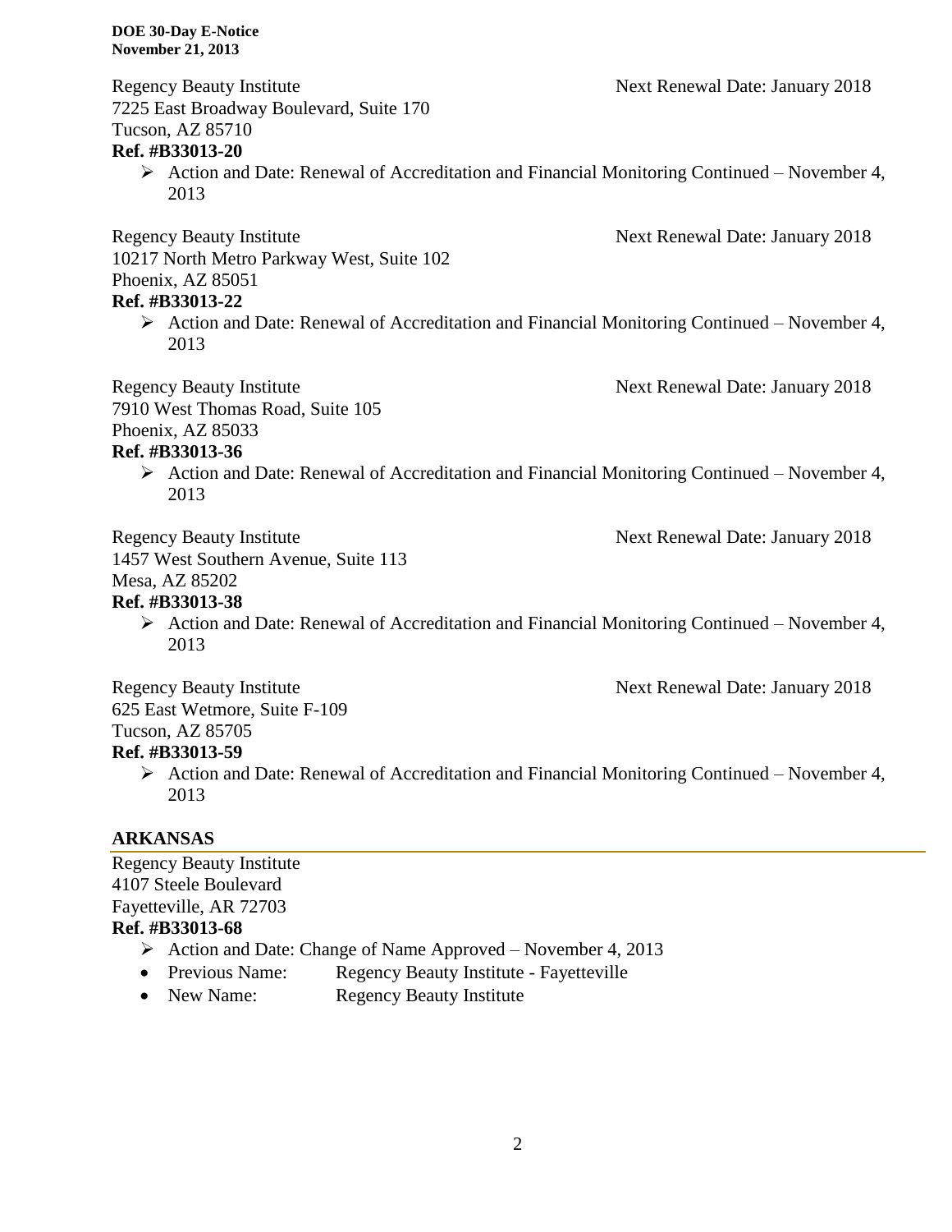Regency Beauty Institute Next Renewal Date: January 2018
7225 East Broadway Boulevard, Suite 170
Tucson, AZ 85710
**Ref. #B33013-20**

- Action and Date: Renewal of Accreditation and Financial Monitoring Continued – November 4, 2013

Regency Beauty Institute Next Renewal Date: January 2018
10217 North Metro Parkway West, Suite 102
Phoenix, AZ 85051
**Ref. #B33013-22**

- Action and Date: Renewal of Accreditation and Financial Monitoring Continued – November 4, 2013

Regency Beauty Institute Next Renewal Date: January 2018
7910 West Thomas Road, Suite 105
Phoenix, AZ 85033
**Ref. #B33013-36**

- Action and Date: Renewal of Accreditation and Financial Monitoring Continued – November 4, 2013

Regency Beauty Institute Next Renewal Date: January 2018
1457 West Southern Avenue, Suite 113
Mesa, AZ 85202
**Ref. #B33013-38**

- Action and Date: Renewal of Accreditation and Financial Monitoring Continued – November 4, 2013

Regency Beauty Institute Next Renewal Date: January 2018
625 East Wetmore, Suite F-109
Tucson, AZ 85705
**Ref. #B33013-59**

- Action and Date: Renewal of Accreditation and Financial Monitoring Continued – November 4, 2013

## ARKANSAS

Regency Beauty Institute
4107 Steele Boulevard
Fayetteville, AR 72703
**Ref. #B33013-68**

- Action and Date: Change of Name Approved – November 4, 2013
- Previous Name: Regency Beauty Institute - Fayetteville
- New Name: Regency Beauty Institute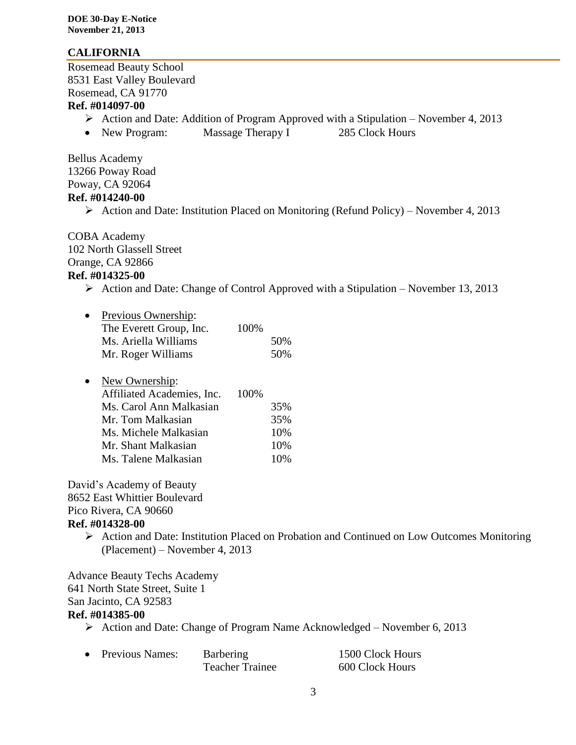## CALIFORNIA

Rosemead Beauty School
8531 East Valley Boulevard
Rosemead, CA 91770
**Ref. #014097-00**

- Action and Date: Addition of Program Approved with a Stipulation – November 4, 2013
- New Program: Massage Therapy I 285 Clock Hours

Bellus Academy
13266 Poway Road
Poway, CA 92064
**Ref. #014240-00**

- Action and Date: Institution Placed on Monitoring (Refund Policy) – November 4, 2013

COBA Academy
102 North Glassell Street
Orange, CA 92866
**Ref. #014325-00**

- Action and Date: Change of Control Approved with a Stipulation – November 13, 2013

- Previous Ownership:

| | | |
|---|---|---|
| The Everett Group, Inc. | 100% | |
| Ms. Ariella Williams | | 50% |
| Mr. Roger Williams | | 50% |

- New Ownership:

| | | |
|---|---|---|
| Affiliated Academies, Inc. | 100% | |
| Ms. Carol Ann Malkasian | | 35% |
| Mr. Tom Malkasian | | 35% |
| Ms. Michele Malkasian | | 10% |
| Mr. Shant Malkasian | | 10% |
| Ms. Talene Malkasian | | 10% |

David's Academy of Beauty
8652 East Whittier Boulevard
Pico Rivera, CA 90660
**Ref. #014328-00**

- Action and Date: Institution Placed on Probation and Continued on Low Outcomes Monitoring (Placement) – November 4, 2013

Advance Beauty Techs Academy
641 North State Street, Suite 1
San Jacinto, CA 92583
**Ref. #014385-00**

- Action and Date: Change of Program Name Acknowledged – November 6, 2013

- Previous Names:

| | |
|---|---|
| Barbering | 1500 Clock Hours |
| Teacher Trainee | 600 Clock Hours |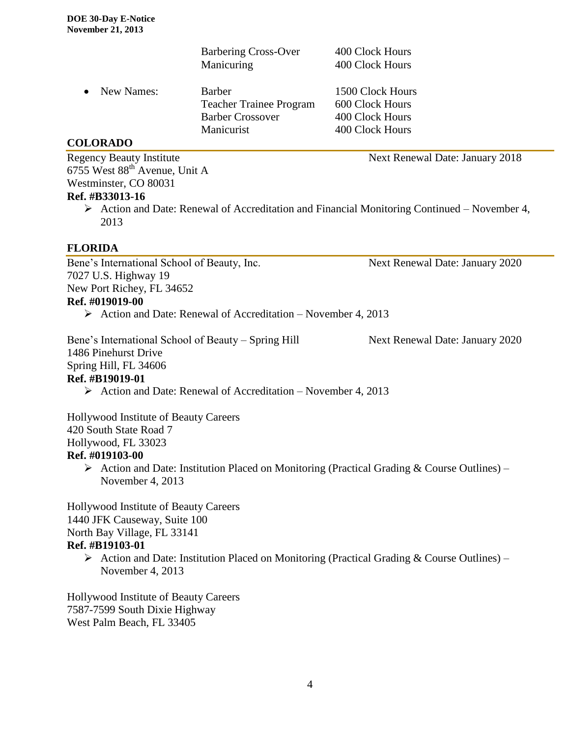| | | |
|---|---|---|
| | Barbering Cross-Over | 400 Clock Hours |
| | Manicuring | 400 Clock Hours |
| • New Names: | Barber | 1500 Clock Hours |
| | Teacher Trainee Program | 600 Clock Hours |
| | Barber Crossover | 400 Clock Hours |
| | Manicurist | 400 Clock Hours |

## COLORADO

Regency Beauty Institute — Next Renewal Date: January 2018
6755 West 88th Avenue, Unit A
Westminster, CO 80031
**Ref. #B33013-16**

- Action and Date: Renewal of Accreditation and Financial Monitoring Continued – November 4, 2013

## FLORIDA

Bene's International School of Beauty, Inc. — Next Renewal Date: January 2020
7027 U.S. Highway 19
New Port Richey, FL 34652
**Ref. #019019-00**

- Action and Date: Renewal of Accreditation – November 4, 2013

Bene's International School of Beauty – Spring Hill — Next Renewal Date: January 2020
1486 Pinehurst Drive
Spring Hill, FL 34606
**Ref. #B19019-01**

- Action and Date: Renewal of Accreditation – November 4, 2013

Hollywood Institute of Beauty Careers
420 South State Road 7
Hollywood, FL 33023
**Ref. #019103-00**

- Action and Date: Institution Placed on Monitoring (Practical Grading & Course Outlines) – November 4, 2013

Hollywood Institute of Beauty Careers
1440 JFK Causeway, Suite 100
North Bay Village, FL 33141
**Ref. #B19103-01**

- Action and Date: Institution Placed on Monitoring (Practical Grading & Course Outlines) – November 4, 2013

Hollywood Institute of Beauty Careers
7587-7599 South Dixie Highway
West Palm Beach, FL 33405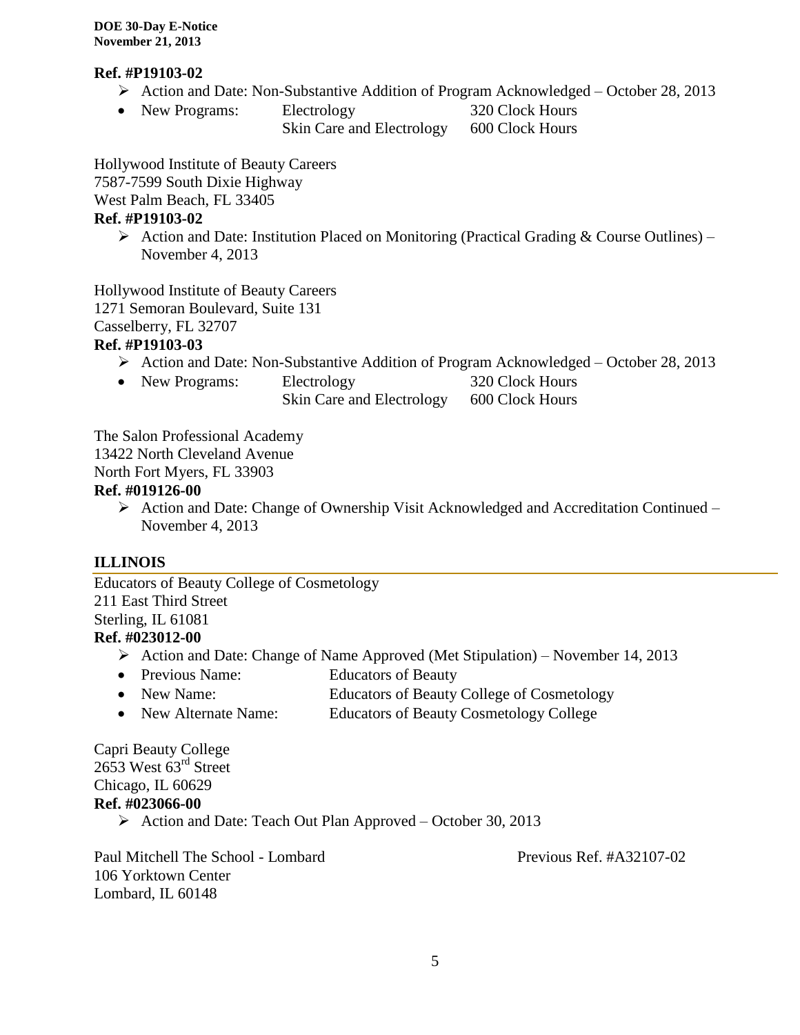**Ref. #P19103-02**

- Action and Date: Non-Substantive Addition of Program Acknowledged – October 28, 2013
- New Programs: Electrology 320 Clock Hours
  Skin Care and Electrology 600 Clock Hours

Hollywood Institute of Beauty Careers
7587-7599 South Dixie Highway
West Palm Beach, FL 33405

**Ref. #P19103-02**

- Action and Date: Institution Placed on Monitoring (Practical Grading & Course Outlines) – November 4, 2013

Hollywood Institute of Beauty Careers
1271 Semoran Boulevard, Suite 131
Casselberry, FL 32707

**Ref. #P19103-03**

- Action and Date: Non-Substantive Addition of Program Acknowledged – October 28, 2013
- New Programs: Electrology 320 Clock Hours
  Skin Care and Electrology 600 Clock Hours

The Salon Professional Academy
13422 North Cleveland Avenue
North Fort Myers, FL 33903

**Ref. #019126-00**

- Action and Date: Change of Ownership Visit Acknowledged and Accreditation Continued – November 4, 2013

## ILLINOIS

Educators of Beauty College of Cosmetology
211 East Third Street
Sterling, IL 61081

**Ref. #023012-00**

- Action and Date: Change of Name Approved (Met Stipulation) – November 14, 2013
- Previous Name: Educators of Beauty
- New Name: Educators of Beauty College of Cosmetology
- New Alternate Name: Educators of Beauty Cosmetology College

Capri Beauty College
2653 West 63rd Street
Chicago, IL 60629

**Ref. #023066-00**

- Action and Date: Teach Out Plan Approved – October 30, 2013

Paul Mitchell The School - Lombard — Previous Ref. #A32107-02
106 Yorktown Center
Lombard, IL 60148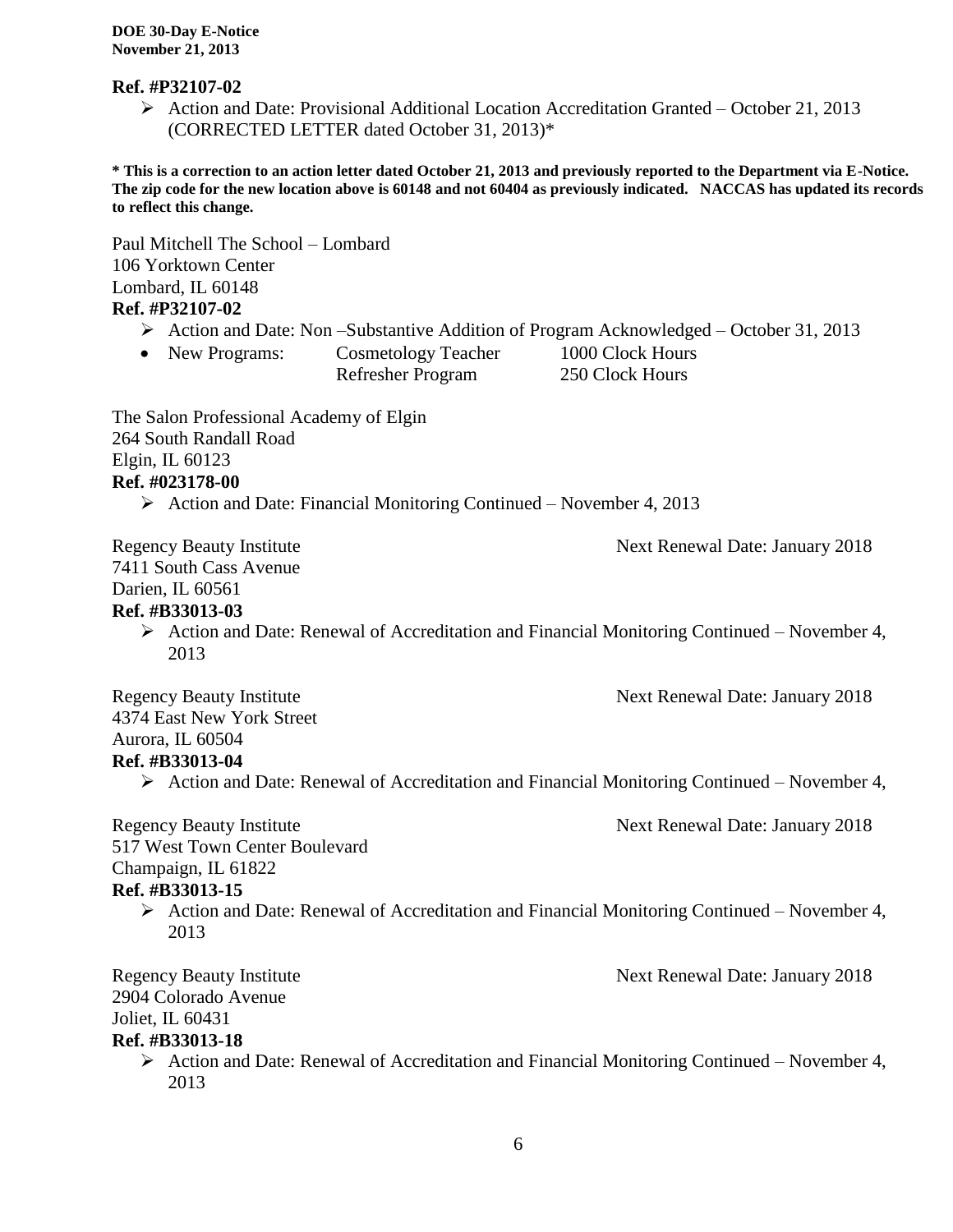**Ref. #P32107-02**

- Action and Date: Provisional Additional Location Accreditation Granted – October 21, 2013 (CORRECTED LETTER dated October 31, 2013)*

**\* This is a correction to an action letter dated October 21, 2013 and previously reported to the Department via E-Notice. The zip code for the new location above is 60148 and not 60404 as previously indicated. NACCAS has updated its records to reflect this change.**

Paul Mitchell The School – Lombard
106 Yorktown Center
Lombard, IL 60148
**Ref. #P32107-02**

- Action and Date: Non –Substantive Addition of Program Acknowledged – October 31, 2013
- New Programs: Cosmetology Teacher 1000 Clock Hours
  Refresher Program 250 Clock Hours

The Salon Professional Academy of Elgin
264 South Randall Road
Elgin, IL 60123
**Ref. #023178-00**

- Action and Date: Financial Monitoring Continued – November 4, 2013

Regency Beauty Institute — Next Renewal Date: January 2018
7411 South Cass Avenue
Darien, IL 60561
**Ref. #B33013-03**

- Action and Date: Renewal of Accreditation and Financial Monitoring Continued – November 4, 2013

Regency Beauty Institute — Next Renewal Date: January 2018
4374 East New York Street
Aurora, IL 60504
**Ref. #B33013-04**

- Action and Date: Renewal of Accreditation and Financial Monitoring Continued – November 4,

Regency Beauty Institute — Next Renewal Date: January 2018
517 West Town Center Boulevard
Champaign, IL 61822
**Ref. #B33013-15**

- Action and Date: Renewal of Accreditation and Financial Monitoring Continued – November 4, 2013

Regency Beauty Institute — Next Renewal Date: January 2018
2904 Colorado Avenue
Joliet, IL 60431
**Ref. #B33013-18**

- Action and Date: Renewal of Accreditation and Financial Monitoring Continued – November 4, 2013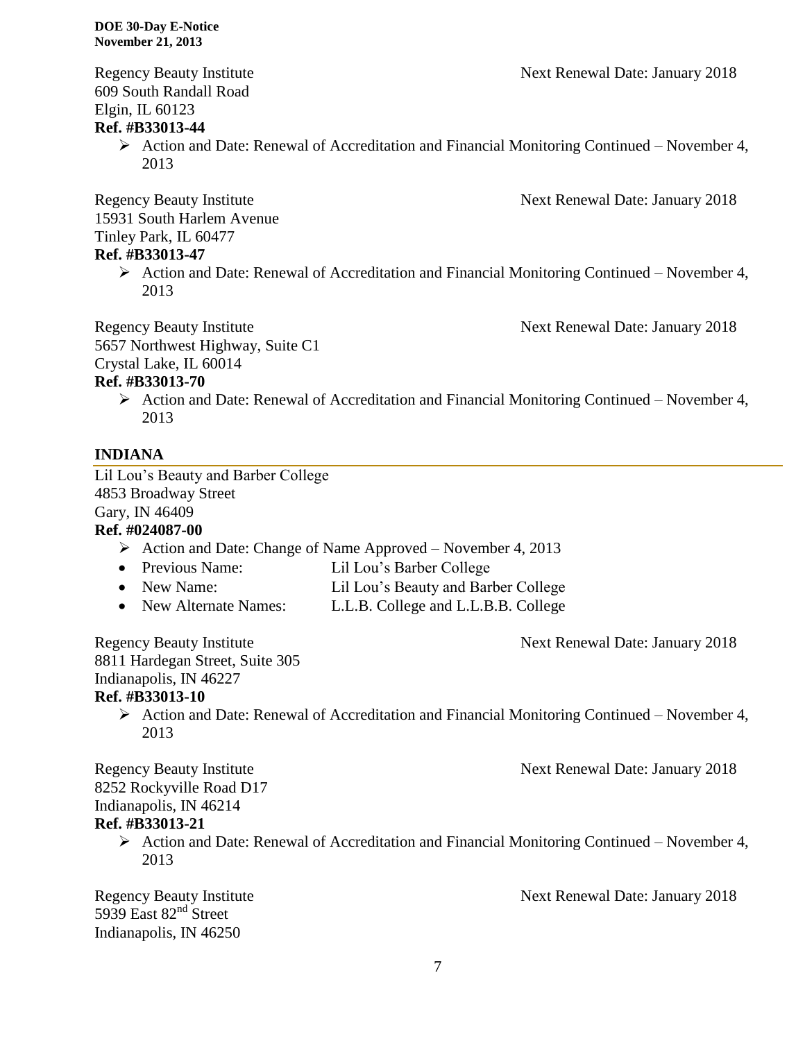Regency Beauty Institute Next Renewal Date: January 2018
609 South Randall Road
Elgin, IL 60123
**Ref. #B33013-44**

- Action and Date: Renewal of Accreditation and Financial Monitoring Continued – November 4, 2013

Regency Beauty Institute Next Renewal Date: January 2018
15931 South Harlem Avenue
Tinley Park, IL 60477
**Ref. #B33013-47**

- Action and Date: Renewal of Accreditation and Financial Monitoring Continued – November 4, 2013

Regency Beauty Institute Next Renewal Date: January 2018
5657 Northwest Highway, Suite C1
Crystal Lake, IL 60014
**Ref. #B33013-70**

- Action and Date: Renewal of Accreditation and Financial Monitoring Continued – November 4, 2013

## INDIANA

Lil Lou's Beauty and Barber College
4853 Broadway Street
Gary, IN 46409
**Ref. #024087-00**

- Action and Date: Change of Name Approved – November 4, 2013
- Previous Name: Lil Lou's Barber College
- New Name: Lil Lou's Beauty and Barber College
- New Alternate Names: L.L.B. College and L.L.B.B. College

Regency Beauty Institute Next Renewal Date: January 2018
8811 Hardegan Street, Suite 305
Indianapolis, IN 46227
**Ref. #B33013-10**

- Action and Date: Renewal of Accreditation and Financial Monitoring Continued – November 4, 2013

Regency Beauty Institute Next Renewal Date: January 2018
8252 Rockyville Road D17
Indianapolis, IN 46214
**Ref. #B33013-21**

- Action and Date: Renewal of Accreditation and Financial Monitoring Continued – November 4, 2013

Regency Beauty Institute Next Renewal Date: January 2018
5939 East 82nd Street
Indianapolis, IN 46250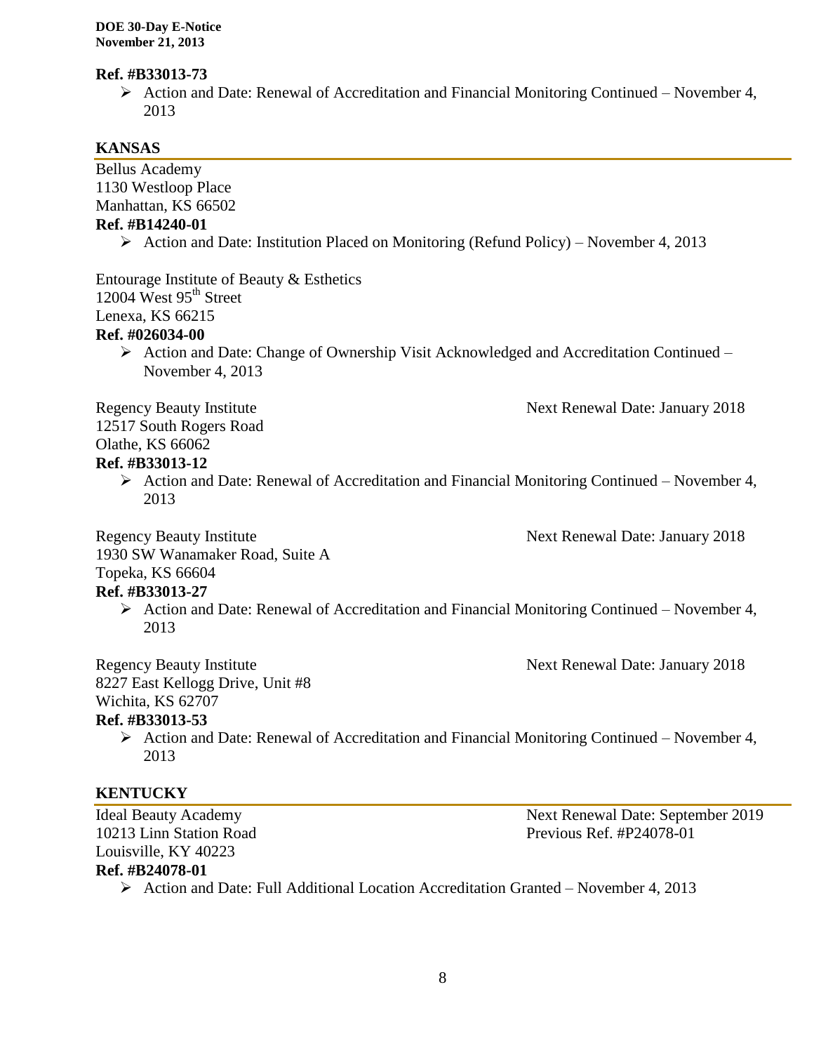**Ref. #B33013-73**

- Action and Date: Renewal of Accreditation and Financial Monitoring Continued – November 4, 2013

## KANSAS

Bellus Academy
1130 Westloop Place
Manhattan, KS 66502

**Ref. #B14240-01**

- Action and Date: Institution Placed on Monitoring (Refund Policy) – November 4, 2013

Entourage Institute of Beauty & Esthetics
12004 West 95th Street
Lenexa, KS 66215

**Ref. #026034-00**

- Action and Date: Change of Ownership Visit Acknowledged and Accreditation Continued – November 4, 2013

Regency Beauty Institute
12517 South Rogers Road
Olathe, KS 66062
Next Renewal Date: January 2018

**Ref. #B33013-12**

- Action and Date: Renewal of Accreditation and Financial Monitoring Continued – November 4, 2013

Regency Beauty Institute
1930 SW Wanamaker Road, Suite A
Topeka, KS 66604
Next Renewal Date: January 2018

**Ref. #B33013-27**

- Action and Date: Renewal of Accreditation and Financial Monitoring Continued – November 4, 2013

Regency Beauty Institute
8227 East Kellogg Drive, Unit #8
Wichita, KS 62707
Next Renewal Date: January 2018

**Ref. #B33013-53**

- Action and Date: Renewal of Accreditation and Financial Monitoring Continued – November 4, 2013

## KENTUCKY

Ideal Beauty Academy
10213 Linn Station Road
Louisville, KY 40223
Next Renewal Date: September 2019
Previous Ref. #P24078-01

**Ref. #B24078-01**

- Action and Date: Full Additional Location Accreditation Granted – November 4, 2013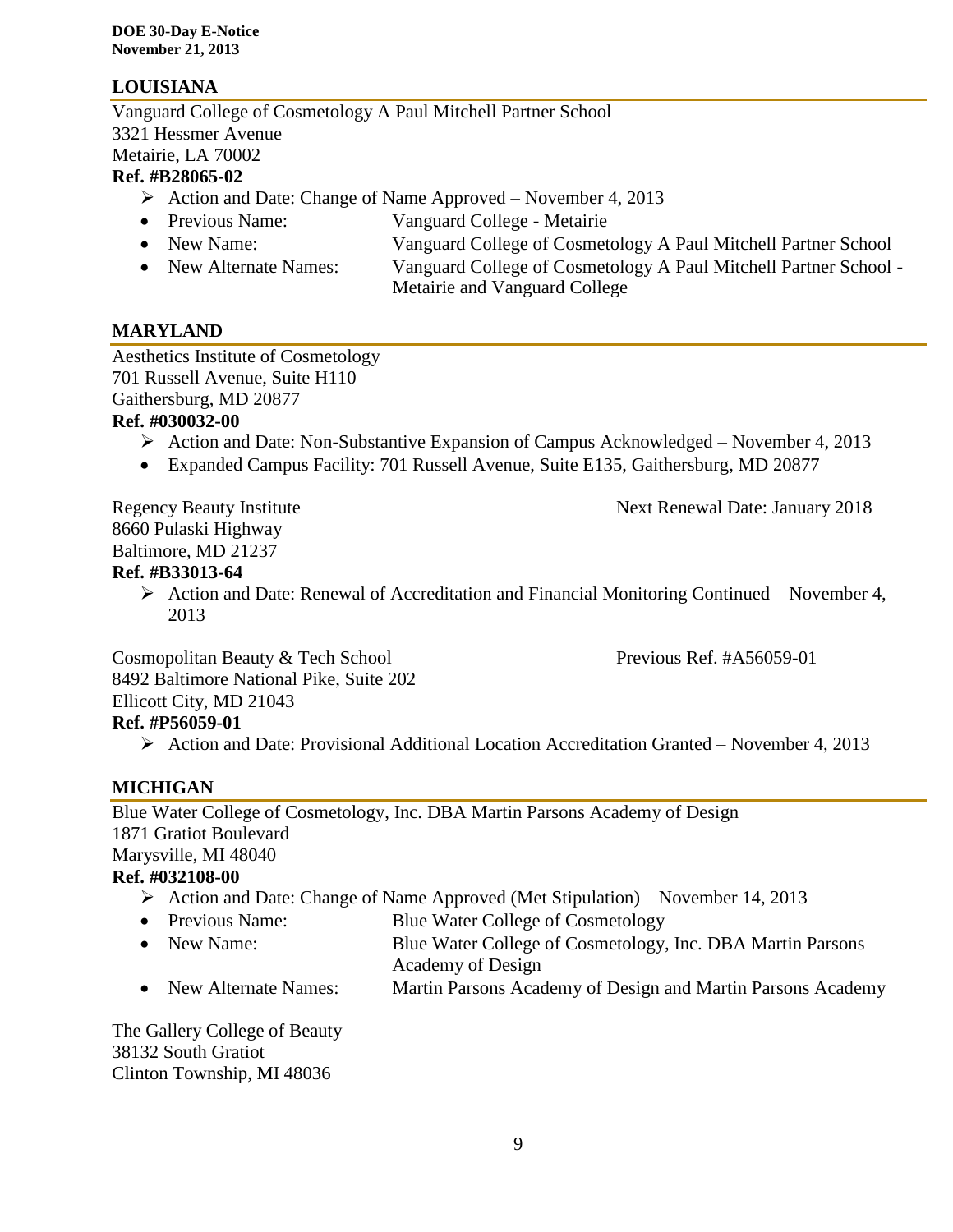## LOUISIANA

Vanguard College of Cosmetology A Paul Mitchell Partner School
3321 Hessmer Avenue
Metairie, LA 70002
**Ref. #B28065-02**

- ➢ Action and Date: Change of Name Approved – November 4, 2013
- Previous Name: Vanguard College - Metairie
- New Name: Vanguard College of Cosmetology A Paul Mitchell Partner School
- New Alternate Names: Vanguard College of Cosmetology A Paul Mitchell Partner School - Metairie and Vanguard College

## MARYLAND

Aesthetics Institute of Cosmetology
701 Russell Avenue, Suite H110
Gaithersburg, MD 20877
**Ref. #030032-00**

- ➢ Action and Date: Non-Substantive Expansion of Campus Acknowledged – November 4, 2013
- Expanded Campus Facility: 701 Russell Avenue, Suite E135, Gaithersburg, MD 20877

Regency Beauty Institute — Next Renewal Date: January 2018
8660 Pulaski Highway
Baltimore, MD 21237
**Ref. #B33013-64**

- ➢ Action and Date: Renewal of Accreditation and Financial Monitoring Continued – November 4, 2013

Cosmopolitan Beauty & Tech School — Previous Ref. #A56059-01
8492 Baltimore National Pike, Suite 202
Ellicott City, MD 21043
**Ref. #P56059-01**

- ➢ Action and Date: Provisional Additional Location Accreditation Granted – November 4, 2013

## MICHIGAN

Blue Water College of Cosmetology, Inc. DBA Martin Parsons Academy of Design
1871 Gratiot Boulevard
Marysville, MI 48040
**Ref. #032108-00**

- ➢ Action and Date: Change of Name Approved (Met Stipulation) – November 14, 2013
- Previous Name: Blue Water College of Cosmetology
- New Name: Blue Water College of Cosmetology, Inc. DBA Martin Parsons Academy of Design
- New Alternate Names: Martin Parsons Academy of Design and Martin Parsons Academy

The Gallery College of Beauty
38132 South Gratiot
Clinton Township, MI 48036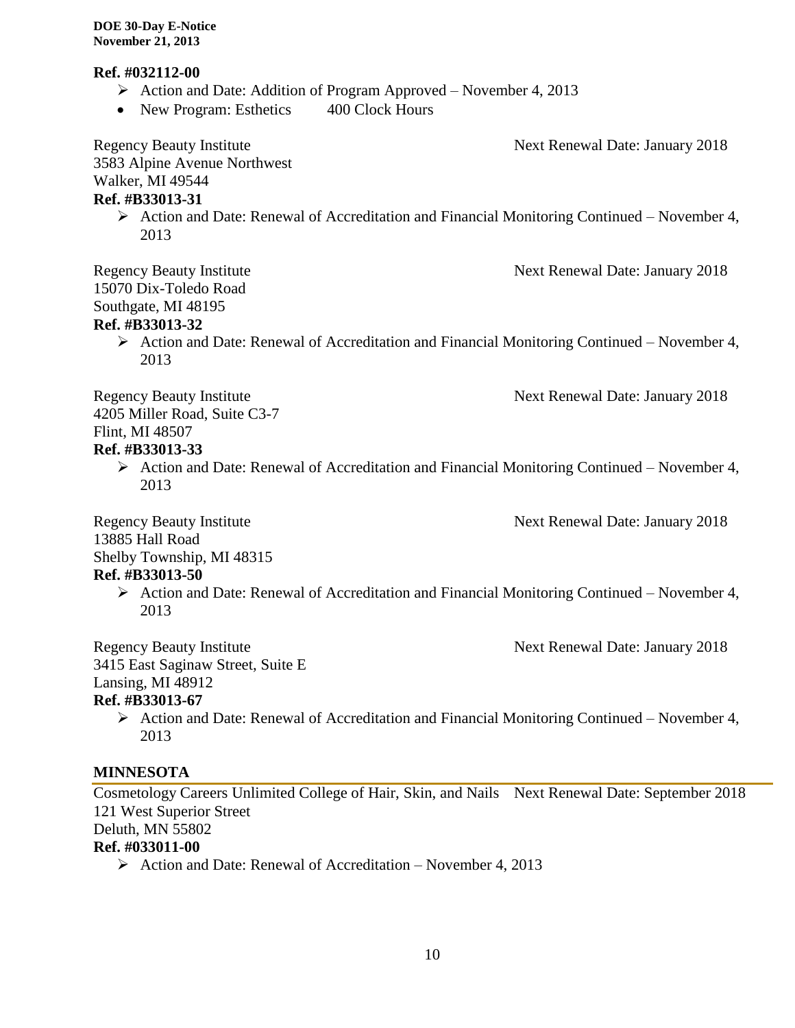**Ref. #032112-00**

- ➢ Action and Date: Addition of Program Approved – November 4, 2013
- New Program: Esthetics 400 Clock Hours

Regency Beauty Institute Next Renewal Date: January 2018
3583 Alpine Avenue Northwest
Walker, MI 49544
**Ref. #B33013-31**

- ➢ Action and Date: Renewal of Accreditation and Financial Monitoring Continued – November 4, 2013

Regency Beauty Institute Next Renewal Date: January 2018
15070 Dix-Toledo Road
Southgate, MI 48195
**Ref. #B33013-32**

- ➢ Action and Date: Renewal of Accreditation and Financial Monitoring Continued – November 4, 2013

Regency Beauty Institute Next Renewal Date: January 2018
4205 Miller Road, Suite C3-7
Flint, MI 48507
**Ref. #B33013-33**

- ➢ Action and Date: Renewal of Accreditation and Financial Monitoring Continued – November 4, 2013

Regency Beauty Institute Next Renewal Date: January 2018
13885 Hall Road
Shelby Township, MI 48315
**Ref. #B33013-50**

- ➢ Action and Date: Renewal of Accreditation and Financial Monitoring Continued – November 4, 2013

Regency Beauty Institute Next Renewal Date: January 2018
3415 East Saginaw Street, Suite E
Lansing, MI 48912
**Ref. #B33013-67**

- ➢ Action and Date: Renewal of Accreditation and Financial Monitoring Continued – November 4, 2013

## MINNESOTA

Cosmetology Careers Unlimited College of Hair, Skin, and Nails Next Renewal Date: September 2018
121 West Superior Street
Deluth, MN 55802
**Ref. #033011-00**

- ➢ Action and Date: Renewal of Accreditation – November 4, 2013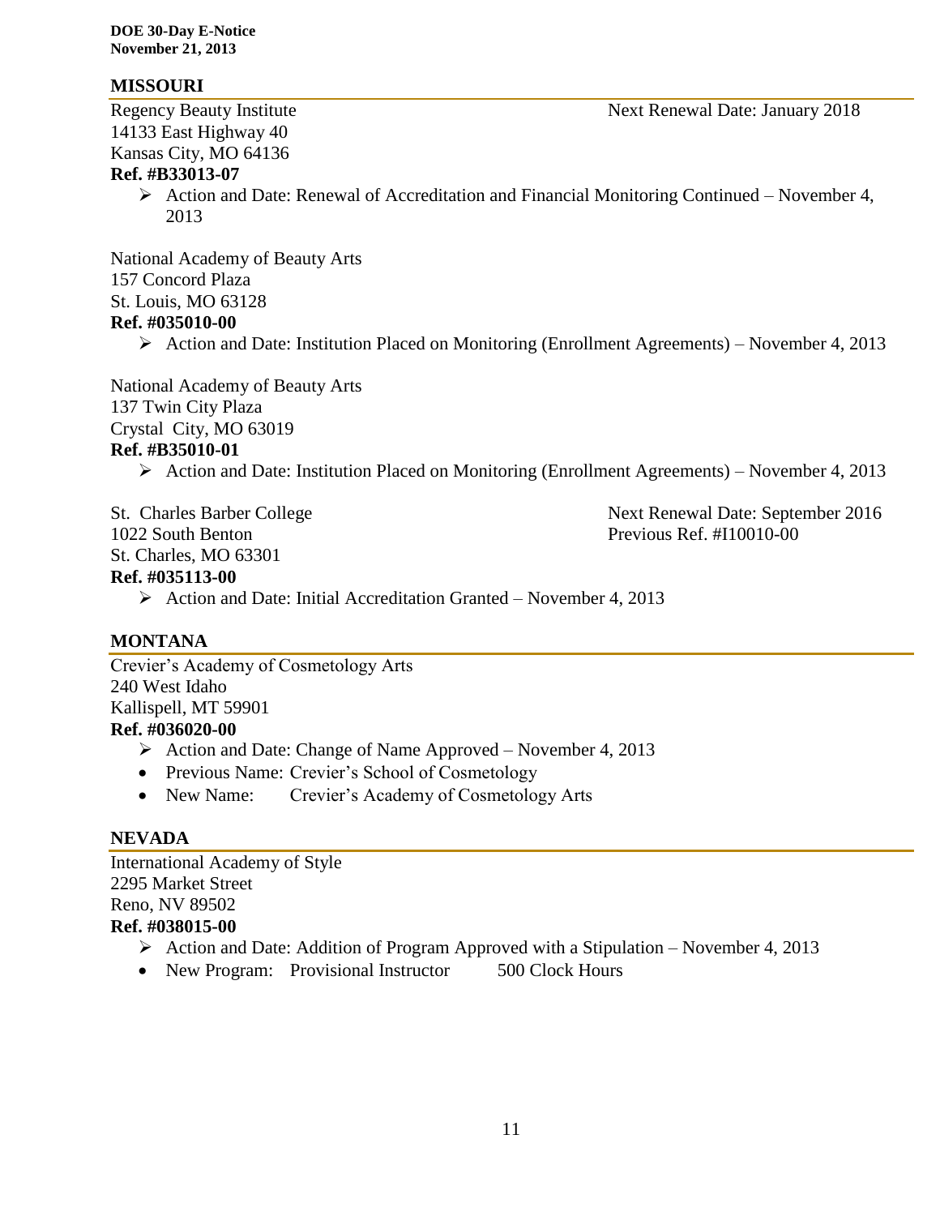## MISSOURI

Regency Beauty Institute
14133 East Highway 40
Kansas City, MO 64136
Next Renewal Date: January 2018

**Ref. #B33013-07**

- Action and Date: Renewal of Accreditation and Financial Monitoring Continued – November 4, 2013

National Academy of Beauty Arts
157 Concord Plaza
St. Louis, MO 63128

**Ref. #035010-00**

- Action and Date: Institution Placed on Monitoring (Enrollment Agreements) – November 4, 2013

National Academy of Beauty Arts
137 Twin City Plaza
Crystal City, MO 63019

**Ref. #B35010-01**

- Action and Date: Institution Placed on Monitoring (Enrollment Agreements) – November 4, 2013

St. Charles Barber College
1022 South Benton
St. Charles, MO 63301
Next Renewal Date: September 2016
Previous Ref. #I10010-00

**Ref. #035113-00**

- Action and Date: Initial Accreditation Granted – November 4, 2013

## MONTANA

Crevier's Academy of Cosmetology Arts
240 West Idaho
Kallispell, MT 59901

**Ref. #036020-00**

- Action and Date: Change of Name Approved – November 4, 2013
- Previous Name: Crevier's School of Cosmetology
- New Name: Crevier's Academy of Cosmetology Arts

## NEVADA

International Academy of Style
2295 Market Street
Reno, NV 89502

**Ref. #038015-00**

- Action and Date: Addition of Program Approved with a Stipulation – November 4, 2013
- New Program: Provisional Instructor 500 Clock Hours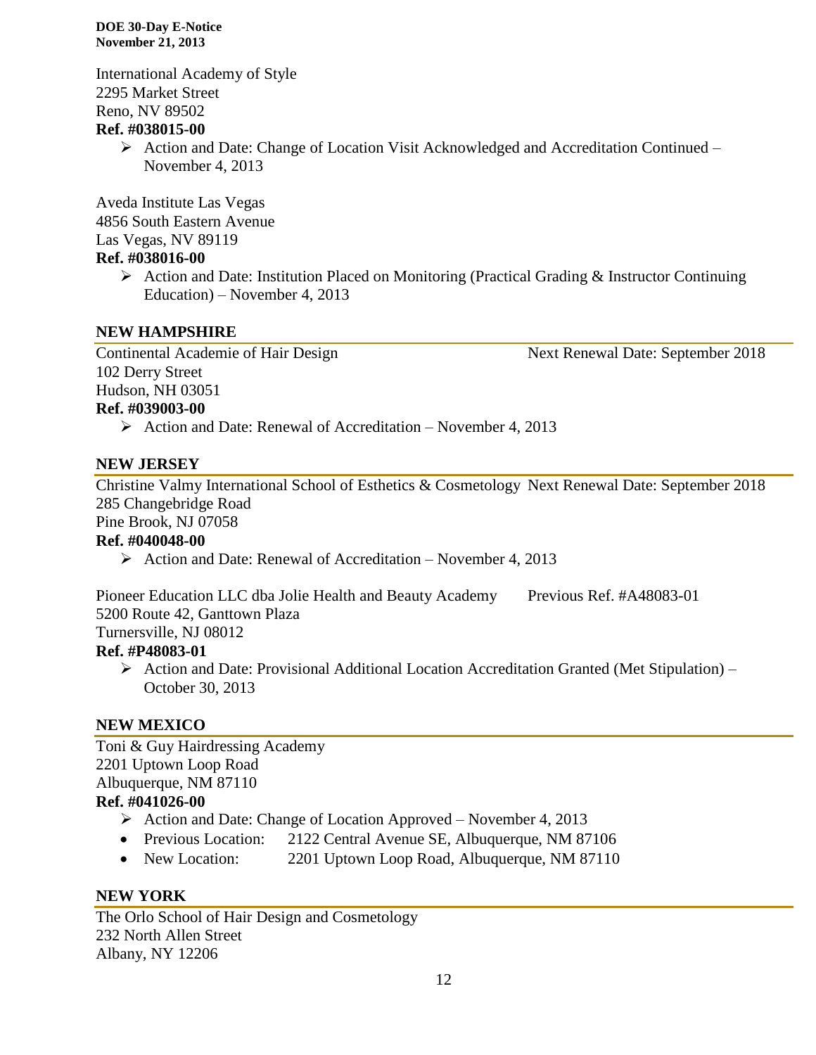International Academy of Style
2295 Market Street
Reno, NV 89502
**Ref. #038015-00**

- Action and Date: Change of Location Visit Acknowledged and Accreditation Continued – November 4, 2013

Aveda Institute Las Vegas
4856 South Eastern Avenue
Las Vegas, NV 89119
**Ref. #038016-00**

- Action and Date: Institution Placed on Monitoring (Practical Grading & Instructor Continuing Education) – November 4, 2013

## NEW HAMPSHIRE

Continental Academie of Hair Design — Next Renewal Date: September 2018
102 Derry Street
Hudson, NH 03051
**Ref. #039003-00**

- Action and Date: Renewal of Accreditation – November 4, 2013

## NEW JERSEY

Christine Valmy International School of Esthetics & Cosmetology — Next Renewal Date: September 2018
285 Changebridge Road
Pine Brook, NJ 07058
**Ref. #040048-00**

- Action and Date: Renewal of Accreditation – November 4, 2013

Pioneer Education LLC dba Jolie Health and Beauty Academy — Previous Ref. #A48083-01
5200 Route 42, Ganttown Plaza
Turnersville, NJ 08012
**Ref. #P48083-01**

- Action and Date: Provisional Additional Location Accreditation Granted (Met Stipulation) – October 30, 2013

## NEW MEXICO

Toni & Guy Hairdressing Academy
2201 Uptown Loop Road
Albuquerque, NM 87110
**Ref. #041026-00**

- Action and Date: Change of Location Approved – November 4, 2013
- Previous Location: 2122 Central Avenue SE, Albuquerque, NM 87106
- New Location: 2201 Uptown Loop Road, Albuquerque, NM 87110

## NEW YORK

The Orlo School of Hair Design and Cosmetology
232 North Allen Street
Albany, NY 12206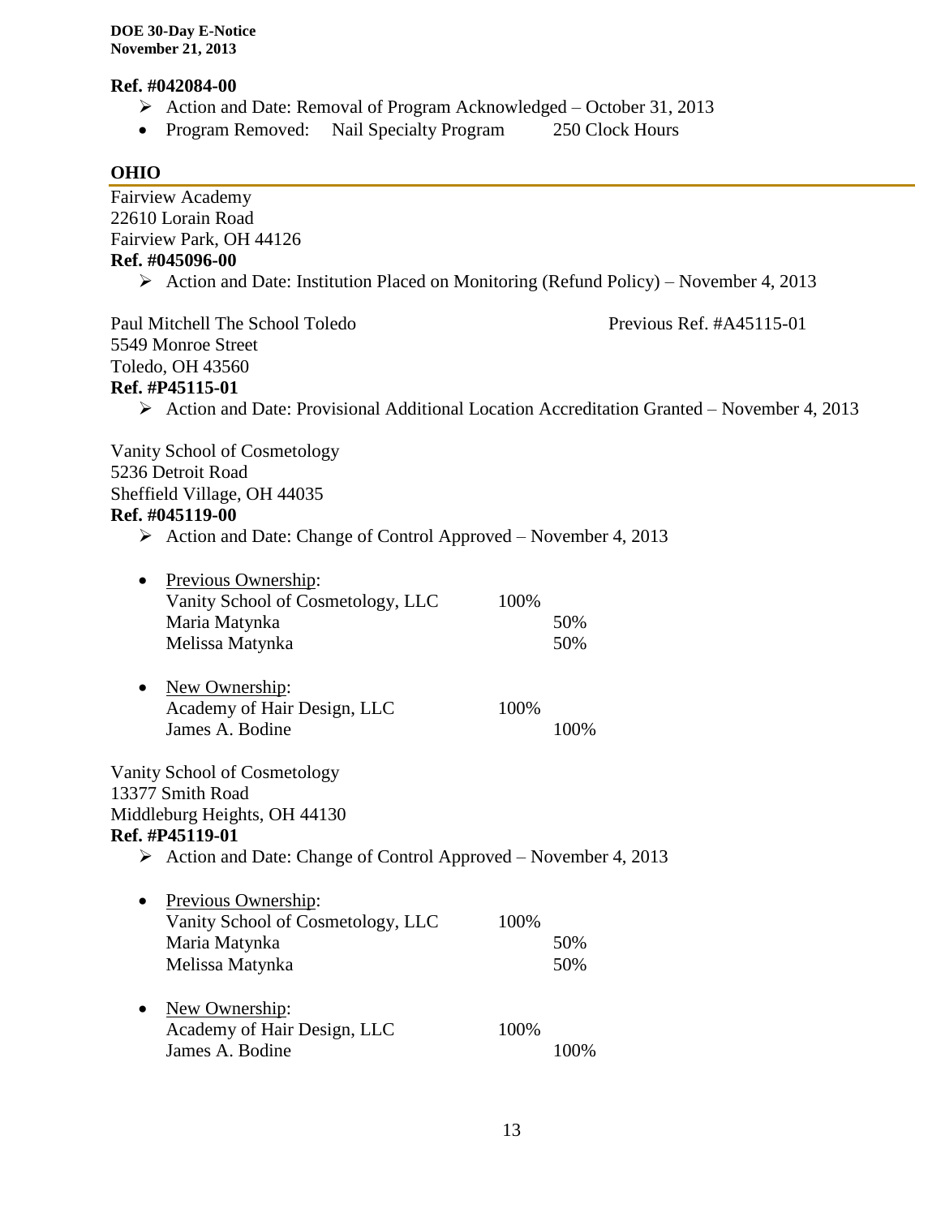**Ref. #042084-00**

- Action and Date: Removal of Program Acknowledged – October 31, 2013
- Program Removed: Nail Specialty Program 250 Clock Hours

## OHIO

Fairview Academy
22610 Lorain Road
Fairview Park, OH 44126
**Ref. #045096-00**

- Action and Date: Institution Placed on Monitoring (Refund Policy) – November 4, 2013

Paul Mitchell The School Toledo Previous Ref. #A45115-01
5549 Monroe Street
Toledo, OH 43560
**Ref. #P45115-01**

- Action and Date: Provisional Additional Location Accreditation Granted – November 4, 2013

Vanity School of Cosmetology
5236 Detroit Road
Sheffield Village, OH 44035
**Ref. #045119-00**

- Action and Date: Change of Control Approved – November 4, 2013

- Previous Ownership:

| | | |
|---|---|---|
| Vanity School of Cosmetology, LLC | 100% | |
| Maria Matynka | | 50% |
| Melissa Matynka | | 50% |

- New Ownership:

| | | |
|---|---|---|
| Academy of Hair Design, LLC | 100% | |
| James A. Bodine | | 100% |

Vanity School of Cosmetology
13377 Smith Road
Middleburg Heights, OH 44130
**Ref. #P45119-01**

- Action and Date: Change of Control Approved – November 4, 2013

- Previous Ownership:

| | | |
|---|---|---|
| Vanity School of Cosmetology, LLC | 100% | |
| Maria Matynka | | 50% |
| Melissa Matynka | | 50% |

- New Ownership:

| | | |
|---|---|---|
| Academy of Hair Design, LLC | 100% | |
| James A. Bodine | | 100% |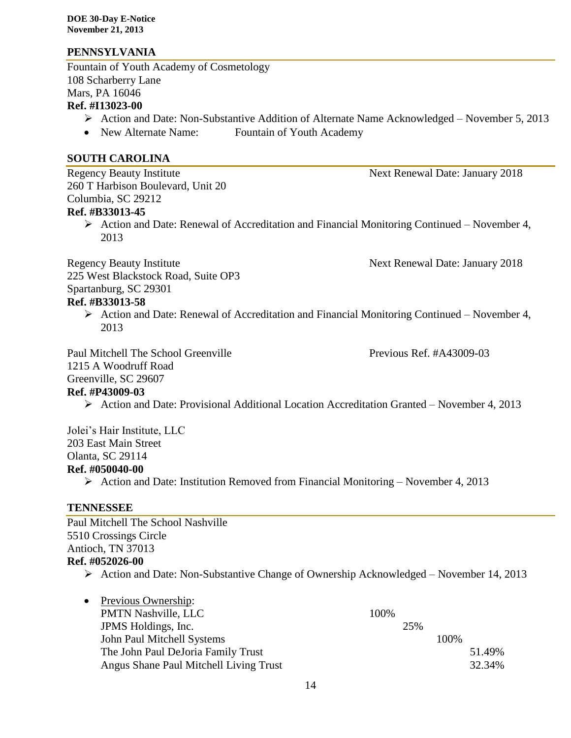## PENNSYLVANIA

Fountain of Youth Academy of Cosmetology
108 Scharberry Lane
Mars, PA 16046
**Ref. #I13023-00**

- Action and Date: Non-Substantive Addition of Alternate Name Acknowledged – November 5, 2013
- New Alternate Name: Fountain of Youth Academy

## SOUTH CAROLINA

Regency Beauty Institute — Next Renewal Date: January 2018
260 T Harbison Boulevard, Unit 20
Columbia, SC 29212
**Ref. #B33013-45**

- Action and Date: Renewal of Accreditation and Financial Monitoring Continued – November 4, 2013

Regency Beauty Institute — Next Renewal Date: January 2018
225 West Blackstock Road, Suite OP3
Spartanburg, SC 29301
**Ref. #B33013-58**

- Action and Date: Renewal of Accreditation and Financial Monitoring Continued – November 4, 2013

Paul Mitchell The School Greenville — Previous Ref. #A43009-03
1215 A Woodruff Road
Greenville, SC 29607
**Ref. #P43009-03**

- Action and Date: Provisional Additional Location Accreditation Granted – November 4, 2013

Jolei's Hair Institute, LLC
203 East Main Street
Olanta, SC 29114
**Ref. #050040-00**

- Action and Date: Institution Removed from Financial Monitoring – November 4, 2013

## TENNESSEE

Paul Mitchell The School Nashville
5510 Crossings Circle
Antioch, TN 37013
**Ref. #052026-00**

- Action and Date: Non-Substantive Change of Ownership Acknowledged – November 14, 2013

- Previous Ownership:

| Owner | | | | |
|---|---|---|---|---|
| PMTN Nashville, LLC | 100% | | | |
| JPMS Holdings, Inc. | | 25% | | |
| John Paul Mitchell Systems | | | 100% | |
| The John Paul DeJoria Family Trust | | | | 51.49% |
| Angus Shane Paul Mitchell Living Trust | | | | 32.34% |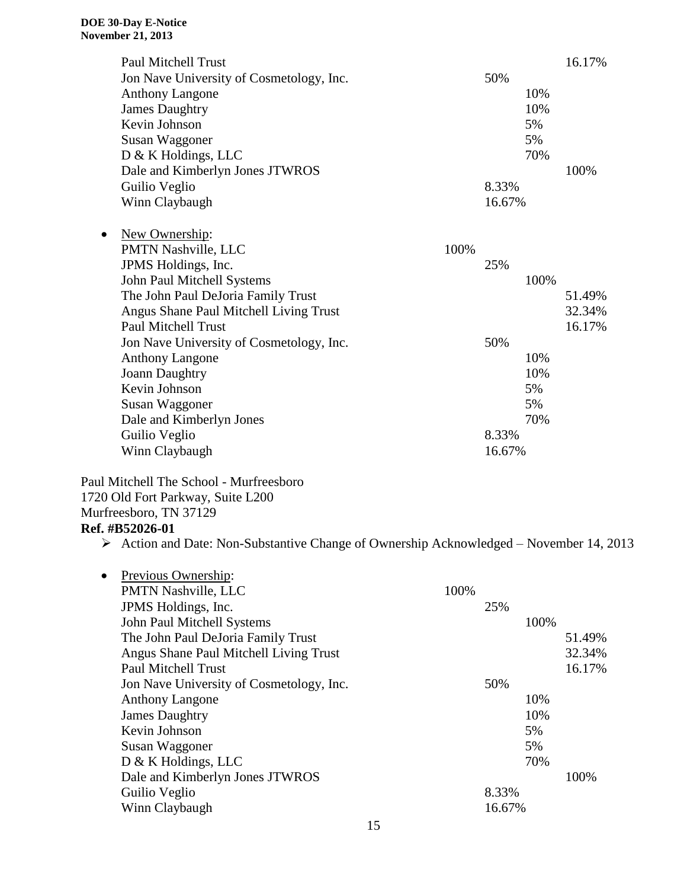| | | | | |
|---|---|---|---|---|
| Paul Mitchell Trust | | | | 16.17% |
| Jon Nave University of Cosmetology, Inc. | | 50% | | |
| Anthony Langone | | | 10% | |
| James Daughtry | | | 10% | |
| Kevin Johnson | | | 5% | |
| Susan Waggoner | | | 5% | |
| D & K Holdings, LLC | | | 70% | |
| Dale and Kimberlyn Jones JTWROS | | | | 100% |
| Guilio Veglio | | 8.33% | | |
| Winn Claybaugh | | 16.67% | | |

- New Ownership:

| | | | | |
|---|---|---|---|---|
| PMTN Nashville, LLC | 100% | | | |
| JPMS Holdings, Inc. | | 25% | | |
| John Paul Mitchell Systems | | | 100% | |
| The John Paul DeJoria Family Trust | | | | 51.49% |
| Angus Shane Paul Mitchell Living Trust | | | | 32.34% |
| Paul Mitchell Trust | | | | 16.17% |
| Jon Nave University of Cosmetology, Inc. | | 50% | | |
| Anthony Langone | | | 10% | |
| Joann Daughtry | | | 10% | |
| Kevin Johnson | | | 5% | |
| Susan Waggoner | | | 5% | |
| Dale and Kimberlyn Jones | | | 70% | |
| Guilio Veglio | | 8.33% | | |
| Winn Claybaugh | | 16.67% | | |

Paul Mitchell The School - Murfreesboro
1720 Old Fort Parkway, Suite L200
Murfreesboro, TN 37129
**Ref. #B52026-01**

- Action and Date: Non-Substantive Change of Ownership Acknowledged – November 14, 2013

- Previous Ownership:

| | | | | |
|---|---|---|---|---|
| PMTN Nashville, LLC | 100% | | | |
| JPMS Holdings, Inc. | | 25% | | |
| John Paul Mitchell Systems | | | 100% | |
| The John Paul DeJoria Family Trust | | | | 51.49% |
| Angus Shane Paul Mitchell Living Trust | | | | 32.34% |
| Paul Mitchell Trust | | | | 16.17% |
| Jon Nave University of Cosmetology, Inc. | | 50% | | |
| Anthony Langone | | | 10% | |
| James Daughtry | | | 10% | |
| Kevin Johnson | | | 5% | |
| Susan Waggoner | | | 5% | |
| D & K Holdings, LLC | | | 70% | |
| Dale and Kimberlyn Jones JTWROS | | | | 100% |
| Guilio Veglio | | 8.33% | | |
| Winn Claybaugh | | 16.67% | | |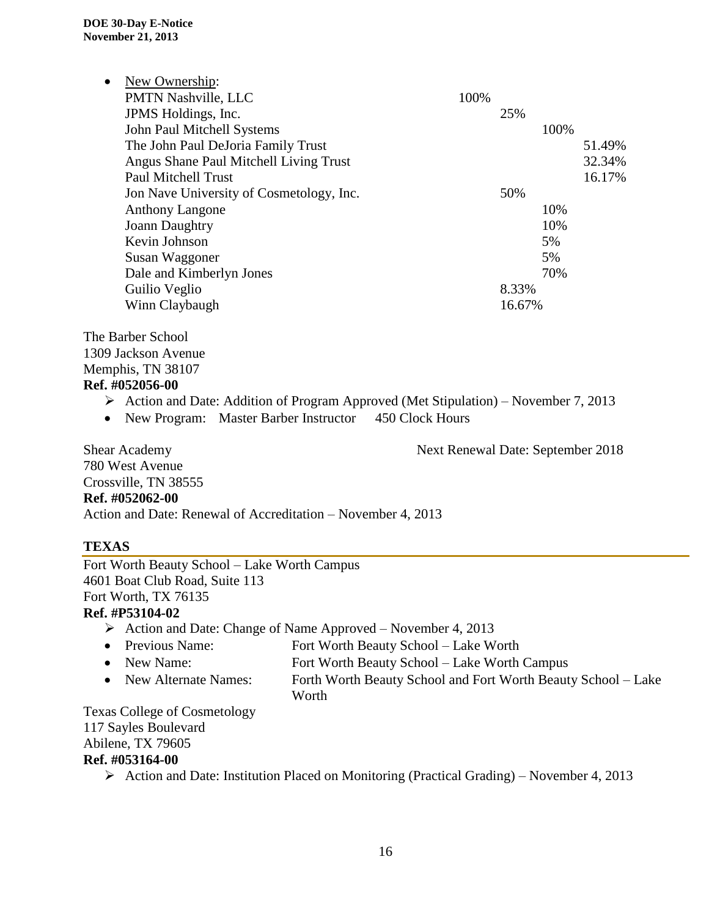- New Ownership:

| | | | |
|---|---|---|---|
| PMTN Nashville, LLC | 100% | | |
| JPMS Holdings, Inc. | | 25% | |
| John Paul Mitchell Systems | | | 100% | |
| The John Paul DeJoria Family Trust | | | | 51.49% |
| Angus Shane Paul Mitchell Living Trust | | | | 32.34% |
| Paul Mitchell Trust | | | | 16.17% |
| Jon Nave University of Cosmetology, Inc. | | 50% | | |
| Anthony Langone | | | 10% | |
| Joann Daughtry | | | 10% | |
| Kevin Johnson | | | 5% | |
| Susan Waggoner | | | 5% | |
| Dale and Kimberlyn Jones | | | 70% | |
| Guilio Veglio | | 8.33% | | |
| Winn Claybaugh | | 16.67% | | |

The Barber School
1309 Jackson Avenue
Memphis, TN 38107
**Ref. #052056-00**

- Action and Date: Addition of Program Approved (Met Stipulation) – November 7, 2013
- New Program: Master Barber Instructor 450 Clock Hours

Shear Academy — Next Renewal Date: September 2018
780 West Avenue
Crossville, TN 38555
**Ref. #052062-00**
Action and Date: Renewal of Accreditation – November 4, 2013

## TEXAS

Fort Worth Beauty School – Lake Worth Campus
4601 Boat Club Road, Suite 113
Fort Worth, TX 76135
**Ref. #P53104-02**

- Action and Date: Change of Name Approved – November 4, 2013
- Previous Name: Fort Worth Beauty School – Lake Worth
- New Name: Fort Worth Beauty School – Lake Worth Campus
- New Alternate Names: Forth Worth Beauty School and Fort Worth Beauty School – Lake Worth

Texas College of Cosmetology
117 Sayles Boulevard
Abilene, TX 79605
**Ref. #053164-00**

- Action and Date: Institution Placed on Monitoring (Practical Grading) – November 4, 2013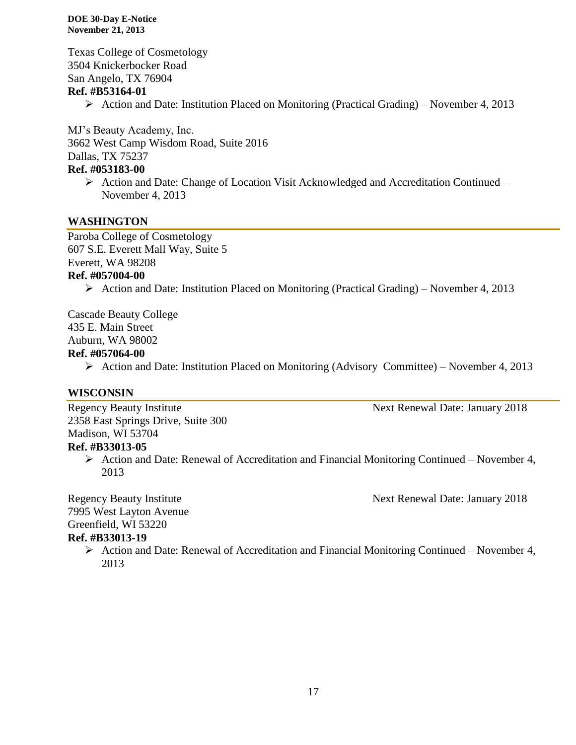Texas College of Cosmetology
3504 Knickerbocker Road
San Angelo, TX 76904
**Ref. #B53164-01**

- Action and Date: Institution Placed on Monitoring (Practical Grading) – November 4, 2013

MJ's Beauty Academy, Inc.
3662 West Camp Wisdom Road, Suite 2016
Dallas, TX 75237
**Ref. #053183-00**

- Action and Date: Change of Location Visit Acknowledged and Accreditation Continued – November 4, 2013

## WASHINGTON

Paroba College of Cosmetology
607 S.E. Everett Mall Way, Suite 5
Everett, WA 98208
**Ref. #057004-00**

- Action and Date: Institution Placed on Monitoring (Practical Grading) – November 4, 2013

Cascade Beauty College
435 E. Main Street
Auburn, WA 98002
**Ref. #057064-00**

- Action and Date: Institution Placed on Monitoring (Advisory Committee) – November 4, 2013

## WISCONSIN

Regency Beauty Institute — Next Renewal Date: January 2018
2358 East Springs Drive, Suite 300
Madison, WI 53704
**Ref. #B33013-05**

- Action and Date: Renewal of Accreditation and Financial Monitoring Continued – November 4, 2013

Regency Beauty Institute — Next Renewal Date: January 2018
7995 West Layton Avenue
Greenfield, WI 53220
**Ref. #B33013-19**

- Action and Date: Renewal of Accreditation and Financial Monitoring Continued – November 4, 2013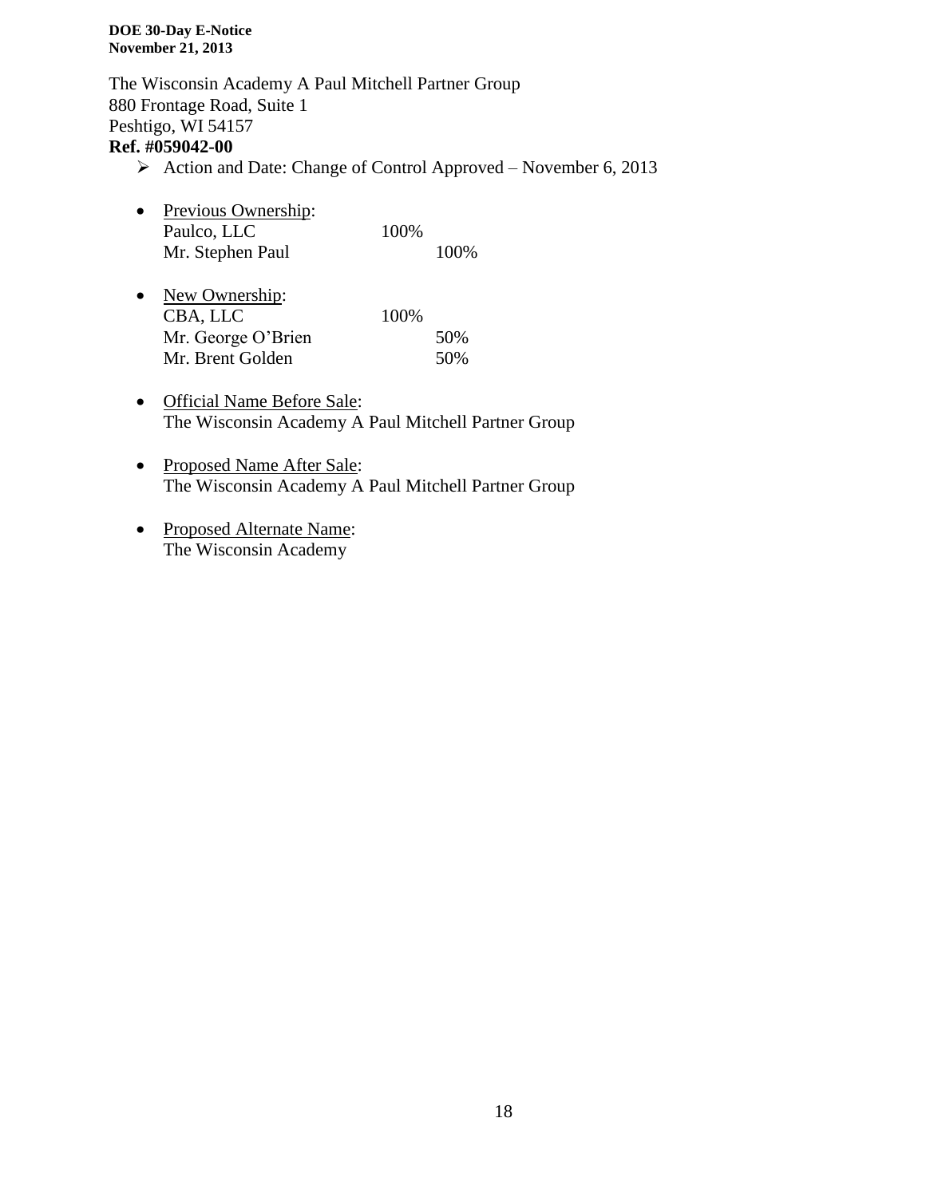The Wisconsin Academy A Paul Mitchell Partner Group
880 Frontage Road, Suite 1
Peshtigo, WI 54157

**Ref. #059042-00**

- Action and Date: Change of Control Approved – November 6, 2013

- Previous Ownership:

| | | |
|---|---|---|
| Paulco, LLC | 100% | |
| Mr. Stephen Paul | | 100% |

- New Ownership:

| | | |
|---|---|---|
| CBA, LLC | 100% | |
| Mr. George O'Brien | | 50% |
| Mr. Brent Golden | | 50% |

- Official Name Before Sale:
  The Wisconsin Academy A Paul Mitchell Partner Group

- Proposed Name After Sale:
  The Wisconsin Academy A Paul Mitchell Partner Group

- Proposed Alternate Name:
  The Wisconsin Academy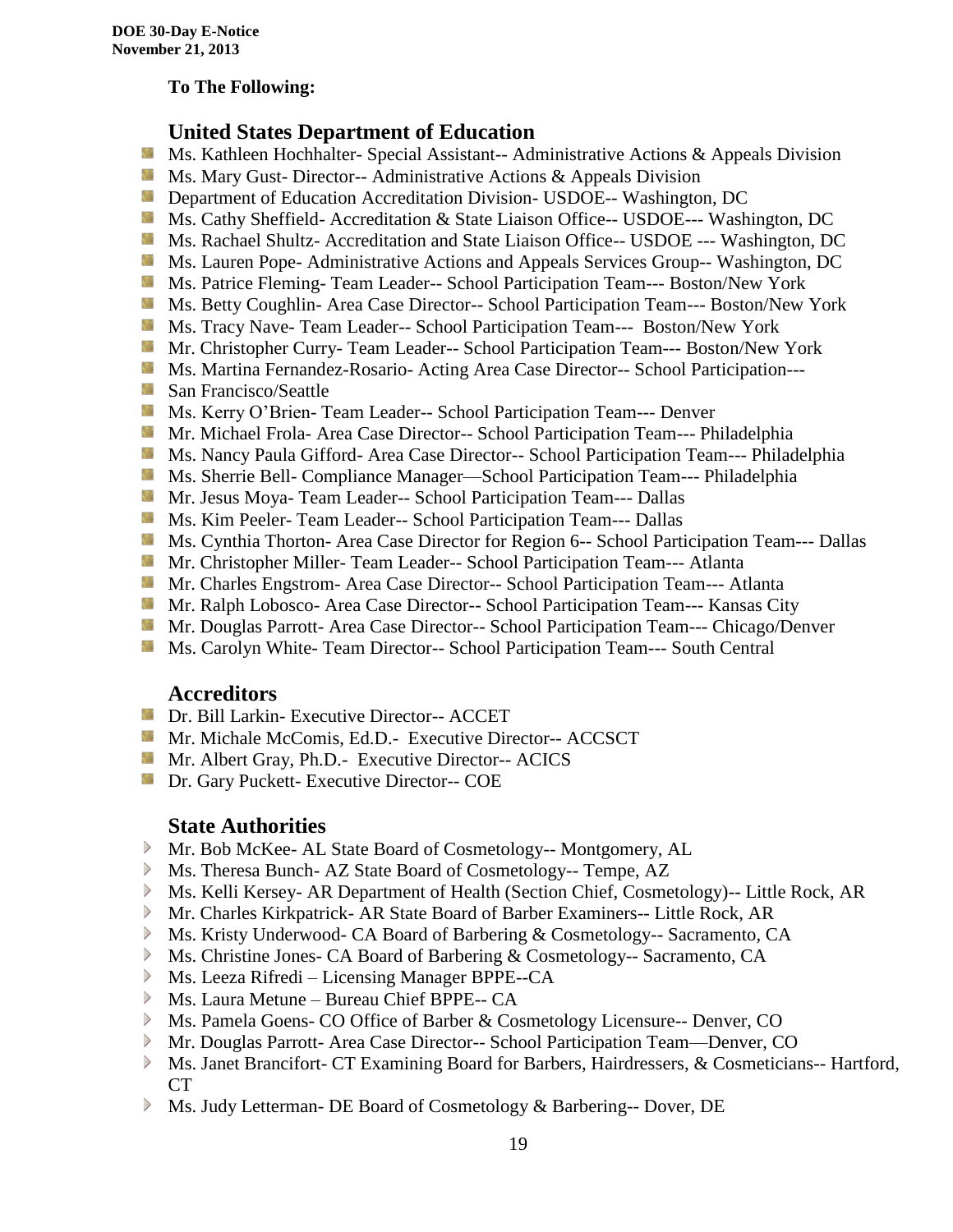**To The Following:**

## United States Department of Education

- Ms. Kathleen Hochhalter- Special Assistant-- Administrative Actions & Appeals Division
- Ms. Mary Gust- Director-- Administrative Actions & Appeals Division
- Department of Education Accreditation Division- USDOE-- Washington, DC
- Ms. Cathy Sheffield- Accreditation & State Liaison Office-- USDOE--- Washington, DC
- Ms. Rachael Shultz- Accreditation and State Liaison Office-- USDOE --- Washington, DC
- Ms. Lauren Pope- Administrative Actions and Appeals Services Group-- Washington, DC
- Ms. Patrice Fleming- Team Leader-- School Participation Team--- Boston/New York
- Ms. Betty Coughlin- Area Case Director-- School Participation Team--- Boston/New York
- Ms. Tracy Nave- Team Leader-- School Participation Team--- Boston/New York
- Mr. Christopher Curry- Team Leader-- School Participation Team--- Boston/New York
- Ms. Martina Fernandez-Rosario- Acting Area Case Director-- School Participation---
- San Francisco/Seattle
- Ms. Kerry O'Brien- Team Leader-- School Participation Team--- Denver
- Mr. Michael Frola- Area Case Director-- School Participation Team--- Philadelphia
- Ms. Nancy Paula Gifford- Area Case Director-- School Participation Team--- Philadelphia
- Ms. Sherrie Bell- Compliance Manager—School Participation Team--- Philadelphia
- Mr. Jesus Moya- Team Leader-- School Participation Team--- Dallas
- Ms. Kim Peeler- Team Leader-- School Participation Team--- Dallas
- Ms. Cynthia Thorton- Area Case Director for Region 6-- School Participation Team--- Dallas
- Mr. Christopher Miller- Team Leader-- School Participation Team--- Atlanta
- Mr. Charles Engstrom- Area Case Director-- School Participation Team--- Atlanta
- Mr. Ralph Lobosco- Area Case Director-- School Participation Team--- Kansas City
- Mr. Douglas Parrott- Area Case Director-- School Participation Team--- Chicago/Denver
- Ms. Carolyn White- Team Director-- School Participation Team--- South Central

## Accreditors

- Dr. Bill Larkin- Executive Director-- ACCET
- Mr. Michale McComis, Ed.D.- Executive Director-- ACCSCT
- Mr. Albert Gray, Ph.D.- Executive Director-- ACICS
- Dr. Gary Puckett- Executive Director-- COE

## State Authorities

- Mr. Bob McKee- AL State Board of Cosmetology-- Montgomery, AL
- Ms. Theresa Bunch- AZ State Board of Cosmetology-- Tempe, AZ
- Ms. Kelli Kersey- AR Department of Health (Section Chief, Cosmetology)-- Little Rock, AR
- Mr. Charles Kirkpatrick- AR State Board of Barber Examiners-- Little Rock, AR
- Ms. Kristy Underwood- CA Board of Barbering & Cosmetology-- Sacramento, CA
- Ms. Christine Jones- CA Board of Barbering & Cosmetology-- Sacramento, CA
- Ms. Leeza Rifredi – Licensing Manager BPPE--CA
- Ms. Laura Metune – Bureau Chief BPPE-- CA
- Ms. Pamela Goens- CO Office of Barber & Cosmetology Licensure-- Denver, CO
- Mr. Douglas Parrott- Area Case Director-- School Participation Team—Denver, CO
- Ms. Janet Brancifort- CT Examining Board for Barbers, Hairdressers, & Cosmeticians-- Hartford, CT
- Ms. Judy Letterman- DE Board of Cosmetology & Barbering-- Dover, DE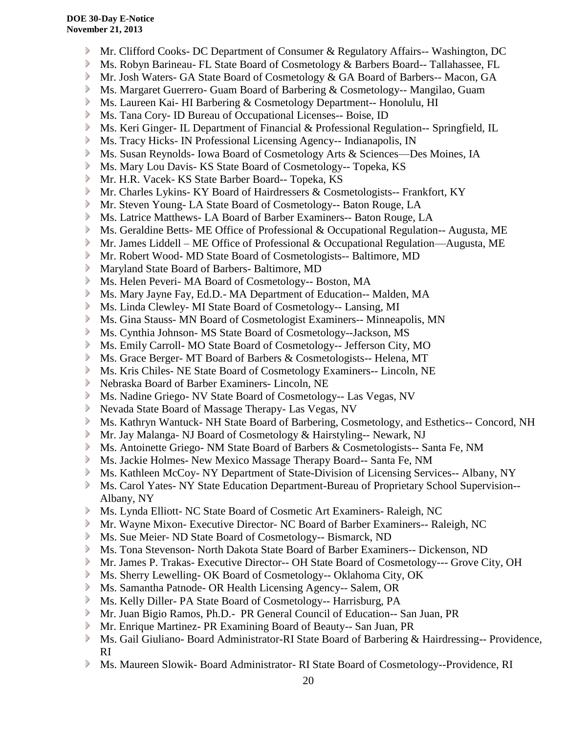- Mr. Clifford Cooks- DC Department of Consumer & Regulatory Affairs-- Washington, DC
- Ms. Robyn Barineau- FL State Board of Cosmetology & Barbers Board-- Tallahassee, FL
- Mr. Josh Waters- GA State Board of Cosmetology & GA Board of Barbers-- Macon, GA
- Ms. Margaret Guerrero- Guam Board of Barbering & Cosmetology-- Mangilao, Guam
- Ms. Laureen Kai- HI Barbering & Cosmetology Department-- Honolulu, HI
- Ms. Tana Cory- ID Bureau of Occupational Licenses-- Boise, ID
- Ms. Keri Ginger- IL Department of Financial & Professional Regulation-- Springfield, IL
- Ms. Tracy Hicks- IN Professional Licensing Agency-- Indianapolis, IN
- Ms. Susan Reynolds- Iowa Board of Cosmetology Arts & Sciences—Des Moines, IA
- Ms. Mary Lou Davis- KS State Board of Cosmetology-- Topeka, KS
- Mr. H.R. Vacek- KS State Barber Board-- Topeka, KS
- Mr. Charles Lykins- KY Board of Hairdressers & Cosmetologists-- Frankfort, KY
- Mr. Steven Young- LA State Board of Cosmetology-- Baton Rouge, LA
- Ms. Latrice Matthews- LA Board of Barber Examiners-- Baton Rouge, LA
- Ms. Geraldine Betts- ME Office of Professional & Occupational Regulation-- Augusta, ME
- Mr. James Liddell – ME Office of Professional & Occupational Regulation—Augusta, ME
- Mr. Robert Wood- MD State Board of Cosmetologists-- Baltimore, MD
- Maryland State Board of Barbers- Baltimore, MD
- Ms. Helen Peveri- MA Board of Cosmetology-- Boston, MA
- Ms. Mary Jayne Fay, Ed.D.- MA Department of Education-- Malden, MA
- Ms. Linda Clewley- MI State Board of Cosmetology-- Lansing, MI
- Ms. Gina Stauss- MN Board of Cosmetologist Examiners-- Minneapolis, MN
- Ms. Cynthia Johnson- MS State Board of Cosmetology--Jackson, MS
- Ms. Emily Carroll- MO State Board of Cosmetology-- Jefferson City, MO
- Ms. Grace Berger- MT Board of Barbers & Cosmetologists-- Helena, MT
- Ms. Kris Chiles- NE State Board of Cosmetology Examiners-- Lincoln, NE
- Nebraska Board of Barber Examiners- Lincoln, NE
- Ms. Nadine Griego- NV State Board of Cosmetology-- Las Vegas, NV
- Nevada State Board of Massage Therapy- Las Vegas, NV
- Ms. Kathryn Wantuck- NH State Board of Barbering, Cosmetology, and Esthetics-- Concord, NH
- Mr. Jay Malanga- NJ Board of Cosmetology & Hairstyling-- Newark, NJ
- Ms. Antoinette Griego- NM State Board of Barbers & Cosmetologists-- Santa Fe, NM
- Ms. Jackie Holmes- New Mexico Massage Therapy Board-- Santa Fe, NM
- Ms. Kathleen McCoy- NY Department of State-Division of Licensing Services-- Albany, NY
- Ms. Carol Yates- NY State Education Department-Bureau of Proprietary School Supervision-- Albany, NY
- Ms. Lynda Elliott- NC State Board of Cosmetic Art Examiners- Raleigh, NC
- Mr. Wayne Mixon- Executive Director- NC Board of Barber Examiners-- Raleigh, NC
- Ms. Sue Meier- ND State Board of Cosmetology-- Bismarck, ND
- Ms. Tona Stevenson- North Dakota State Board of Barber Examiners-- Dickenson, ND
- Mr. James P. Trakas- Executive Director-- OH State Board of Cosmetology--- Grove City, OH
- Ms. Sherry Lewelling- OK Board of Cosmetology-- Oklahoma City, OK
- Ms. Samantha Patnode- OR Health Licensing Agency-- Salem, OR
- Ms. Kelly Diller- PA State Board of Cosmetology-- Harrisburg, PA
- Mr. Juan Bigio Ramos, Ph.D.- PR General Council of Education-- San Juan, PR
- Mr. Enrique Martinez- PR Examining Board of Beauty-- San Juan, PR
- Ms. Gail Giuliano- Board Administrator-RI State Board of Barbering & Hairdressing-- Providence, RI
- Ms. Maureen Slowik- Board Administrator- RI State Board of Cosmetology--Providence, RI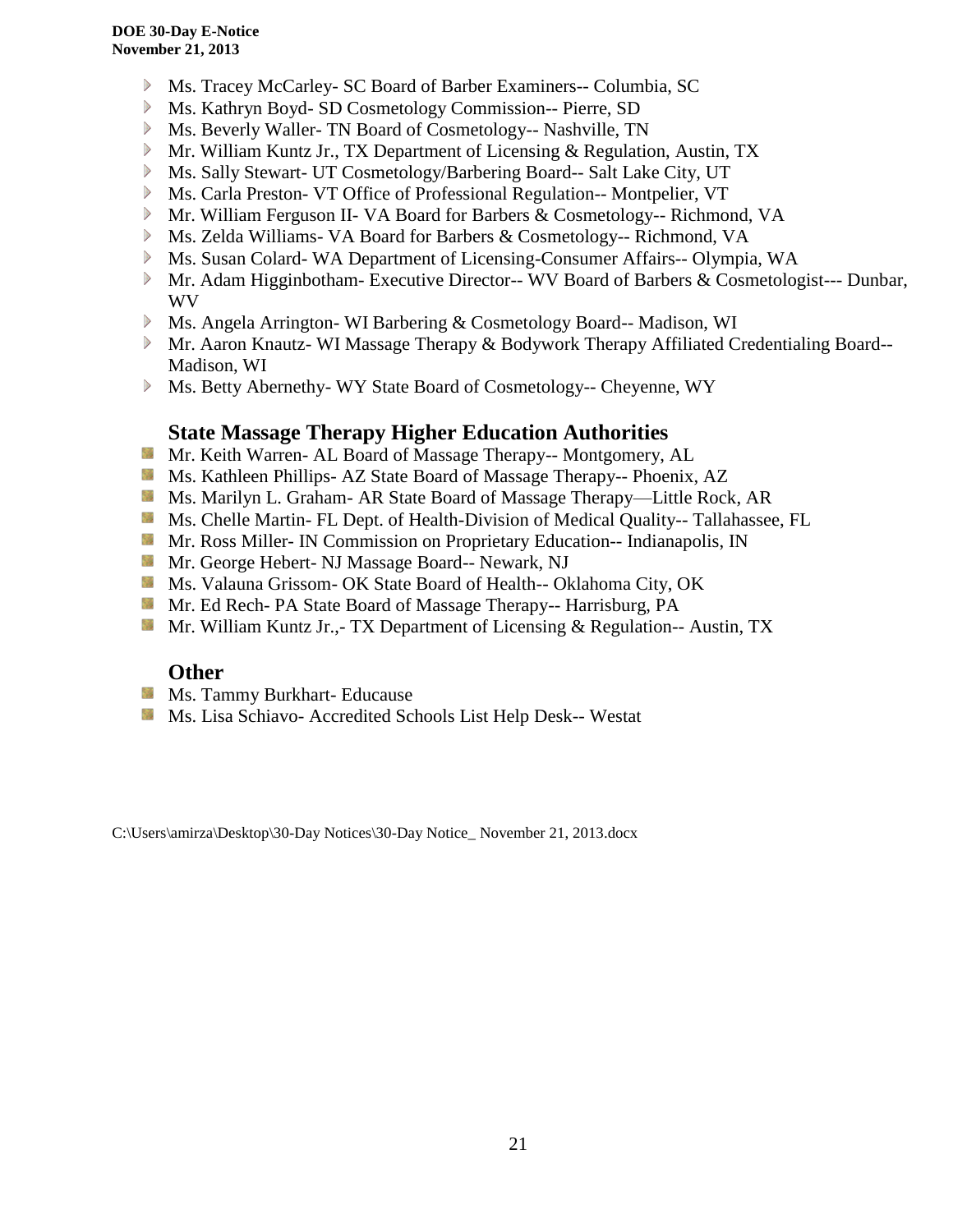- Ms. Tracey McCarley- SC Board of Barber Examiners-- Columbia, SC
- Ms. Kathryn Boyd- SD Cosmetology Commission-- Pierre, SD
- Ms. Beverly Waller- TN Board of Cosmetology-- Nashville, TN
- Mr. William Kuntz Jr., TX Department of Licensing & Regulation, Austin, TX
- Ms. Sally Stewart- UT Cosmetology/Barbering Board-- Salt Lake City, UT
- Ms. Carla Preston- VT Office of Professional Regulation-- Montpelier, VT
- Mr. William Ferguson II- VA Board for Barbers & Cosmetology-- Richmond, VA
- Ms. Zelda Williams- VA Board for Barbers & Cosmetology-- Richmond, VA
- Ms. Susan Colard- WA Department of Licensing-Consumer Affairs-- Olympia, WA
- Mr. Adam Higginbotham- Executive Director-- WV Board of Barbers & Cosmetologist--- Dunbar, WV
- Ms. Angela Arrington- WI Barbering & Cosmetology Board-- Madison, WI
- Mr. Aaron Knautz- WI Massage Therapy & Bodywork Therapy Affiliated Credentialing Board-- Madison, WI
- Ms. Betty Abernethy- WY State Board of Cosmetology-- Cheyenne, WY

## State Massage Therapy Higher Education Authorities

- Mr. Keith Warren- AL Board of Massage Therapy-- Montgomery, AL
- Ms. Kathleen Phillips- AZ State Board of Massage Therapy-- Phoenix, AZ
- Ms. Marilyn L. Graham- AR State Board of Massage Therapy—Little Rock, AR
- Ms. Chelle Martin- FL Dept. of Health-Division of Medical Quality-- Tallahassee, FL
- Mr. Ross Miller- IN Commission on Proprietary Education-- Indianapolis, IN
- Mr. George Hebert- NJ Massage Board-- Newark, NJ
- Ms. Valauna Grissom- OK State Board of Health-- Oklahoma City, OK
- Mr. Ed Rech- PA State Board of Massage Therapy-- Harrisburg, PA
- Mr. William Kuntz Jr.,- TX Department of Licensing & Regulation-- Austin, TX

## Other

- Ms. Tammy Burkhart- Educause
- Ms. Lisa Schiavo- Accredited Schools List Help Desk-- Westat

C:\Users\amirza\Desktop\30-Day Notices\30-Day Notice_ November 21, 2013.docx